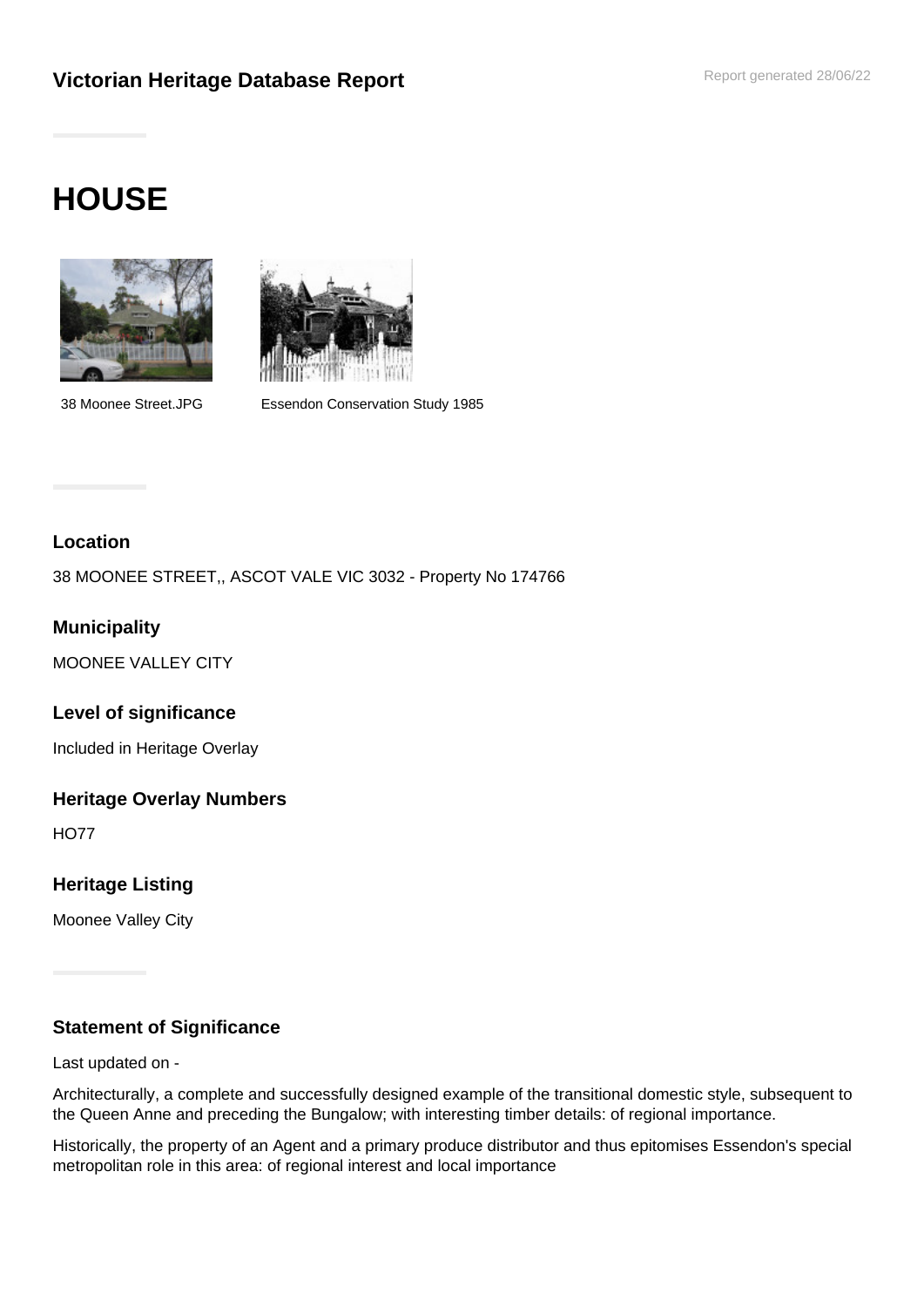**Victorian Heritage Database Report**

Report generated 28/06/22

# HOUSE

38 Moonee Street.JPG

Essendon Conservation Study 1985

### Location

38 MOONEE STREET,, ASCOT VALE VIC 3032 - Property No 174766

### Municipality

MOONEE VALLEY CITY

### Level of significance

Included in Heritage Overlay

### Heritage Overlay Numbers

HO77

### Heritage Listing

Moonee Valley City

### Statement of Significance

Last updated on -

Architecturally, a complete and successfully designed example of the transitional domestic style, subsequent to the Queen Anne and preceding the Bungalow; with interesting timber details: of regional importance.

Historically, the property of an Agent and a primary produce distributor and thus epitomises Essendon's special metropolitan role in this area: of regional interest and local importance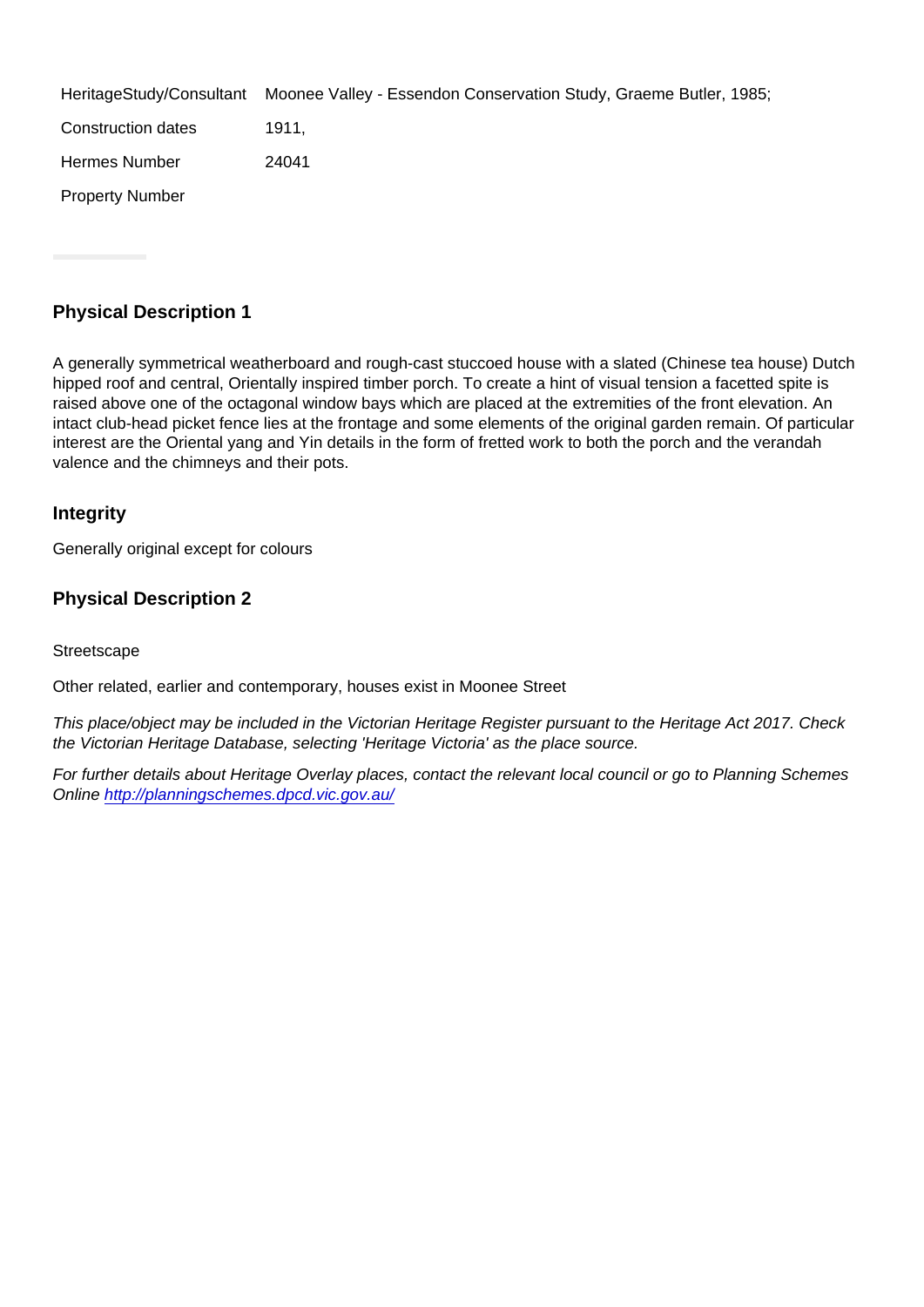| | |
|---|---|
| HeritageStudy/Consultant | Moonee Valley - Essendon Conservation Study, Graeme Butler, 1985; |
| Construction dates | 1911, |
| Hermes Number | 24041 |
| Property Number | |

## Physical Description 1

A generally symmetrical weatherboard and rough-cast stuccoed house with a slated (Chinese tea house) Dutch hipped roof and central, Orientally inspired timber porch. To create a hint of visual tension a facetted spite is raised above one of the octagonal window bays which are placed at the extremities of the front elevation. An intact club-head picket fence lies at the frontage and some elements of the original garden remain. Of particular interest are the Oriental yang and Yin details in the form of fretted work to both the porch and the verandah valence and the chimneys and their pots.

## Integrity

Generally original except for colours

## Physical Description 2

Streetscape

Other related, earlier and contemporary, houses exist in Moonee Street

*This place/object may be included in the Victorian Heritage Register pursuant to the Heritage Act 2017. Check the Victorian Heritage Database, selecting 'Heritage Victoria' as the place source.*

*For further details about Heritage Overlay places, contact the relevant local council or go to Planning Schemes Online* [http://planningschemes.dpcd.vic.gov.au/](http://planningschemes.dpcd.vic.gov.au/)